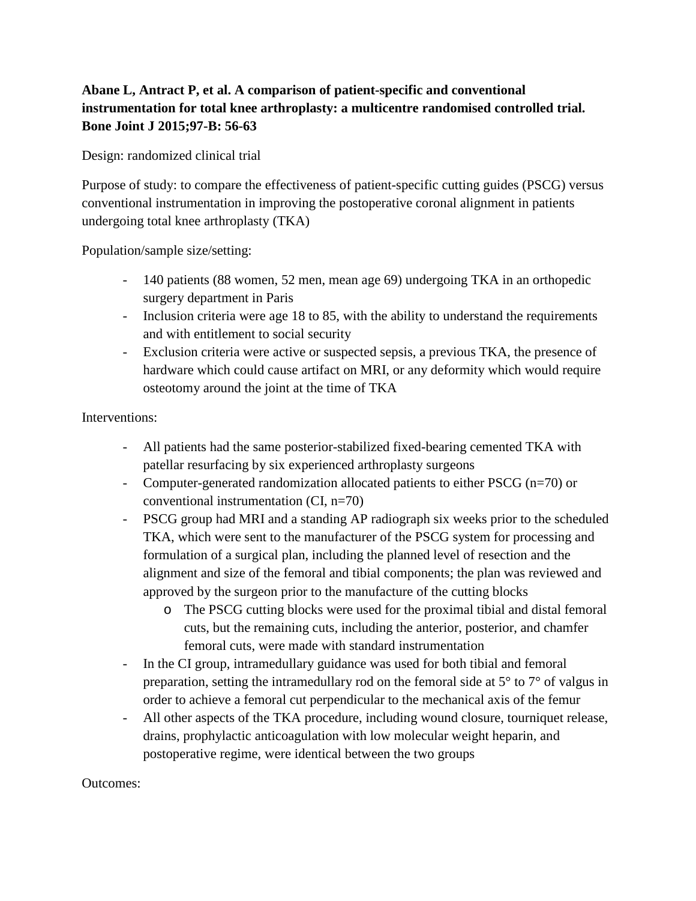**Abane L, Antract P, et al. A comparison of patient-specific and conventional instrumentation for total knee arthroplasty: a multicentre randomised controlled trial. Bone Joint J 2015;97-B: 56-63**

Design: randomized clinical trial

Purpose of study: to compare the effectiveness of patient-specific cutting guides (PSCG) versus conventional instrumentation in improving the postoperative coronal alignment in patients undergoing total knee arthroplasty (TKA)

Population/sample size/setting:

- 140 patients (88 women, 52 men, mean age 69) undergoing TKA in an orthopedic surgery department in Paris
- Inclusion criteria were age 18 to 85, with the ability to understand the requirements and with entitlement to social security
- Exclusion criteria were active or suspected sepsis, a previous TKA, the presence of hardware which could cause artifact on MRI, or any deformity which would require osteotomy around the joint at the time of TKA

Interventions:

- All patients had the same posterior-stabilized fixed-bearing cemented TKA with patellar resurfacing by six experienced arthroplasty surgeons
- Computer-generated randomization allocated patients to either PSCG (n=70) or conventional instrumentation (CI, n=70)
- PSCG group had MRI and a standing AP radiograph six weeks prior to the scheduled TKA, which were sent to the manufacturer of the PSCG system for processing and formulation of a surgical plan, including the planned level of resection and the alignment and size of the femoral and tibial components; the plan was reviewed and approved by the surgeon prior to the manufacture of the cutting blocks
    - The PSCG cutting blocks were used for the proximal tibial and distal femoral cuts, but the remaining cuts, including the anterior, posterior, and chamfer femoral cuts, were made with standard instrumentation
- In the CI group, intramedullary guidance was used for both tibial and femoral preparation, setting the intramedullary rod on the femoral side at 5° to 7° of valgus in order to achieve a femoral cut perpendicular to the mechanical axis of the femur
- All other aspects of the TKA procedure, including wound closure, tourniquet release, drains, prophylactic anticoagulation with low molecular weight heparin, and postoperative regime, were identical between the two groups

Outcomes: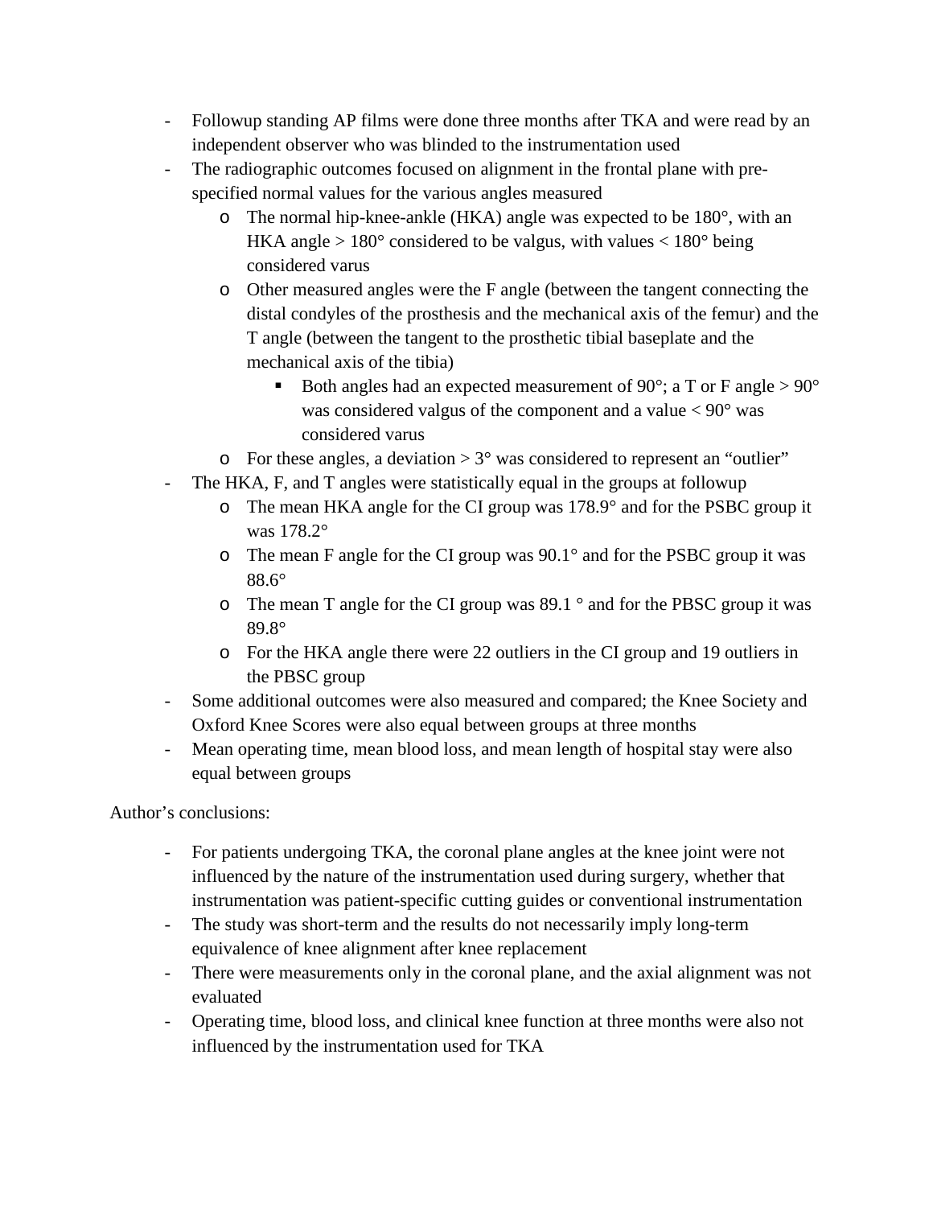- Followup standing AP films were done three months after TKA and were read by an independent observer who was blinded to the instrumentation used
- The radiographic outcomes focused on alignment in the frontal plane with pre-specified normal values for the various angles measured
    - The normal hip-knee-ankle (HKA) angle was expected to be 180°, with an HKA angle > 180° considered to be valgus, with values < 180° being considered varus
    - Other measured angles were the F angle (between the tangent connecting the distal condyles of the prosthesis and the mechanical axis of the femur) and the T angle (between the tangent to the prosthetic tibial baseplate and the mechanical axis of the tibia)
        - Both angles had an expected measurement of 90°; a T or F angle > 90° was considered valgus of the component and a value < 90° was considered varus
    - For these angles, a deviation > 3° was considered to represent an "outlier"
- The HKA, F, and T angles were statistically equal in the groups at followup
    - The mean HKA angle for the CI group was 178.9° and for the PSBC group it was 178.2°
    - The mean F angle for the CI group was 90.1° and for the PSBC group it was 88.6°
    - The mean T angle for the CI group was 89.1 ° and for the PBSC group it was 89.8°
    - For the HKA angle there were 22 outliers in the CI group and 19 outliers in the PBSC group
- Some additional outcomes were also measured and compared; the Knee Society and Oxford Knee Scores were also equal between groups at three months
- Mean operating time, mean blood loss, and mean length of hospital stay were also equal between groups

Author's conclusions:

- For patients undergoing TKA, the coronal plane angles at the knee joint were not influenced by the nature of the instrumentation used during surgery, whether that instrumentation was patient-specific cutting guides or conventional instrumentation
- The study was short-term and the results do not necessarily imply long-term equivalence of knee alignment after knee replacement
- There were measurements only in the coronal plane, and the axial alignment was not evaluated
- Operating time, blood loss, and clinical knee function at three months were also not influenced by the instrumentation used for TKA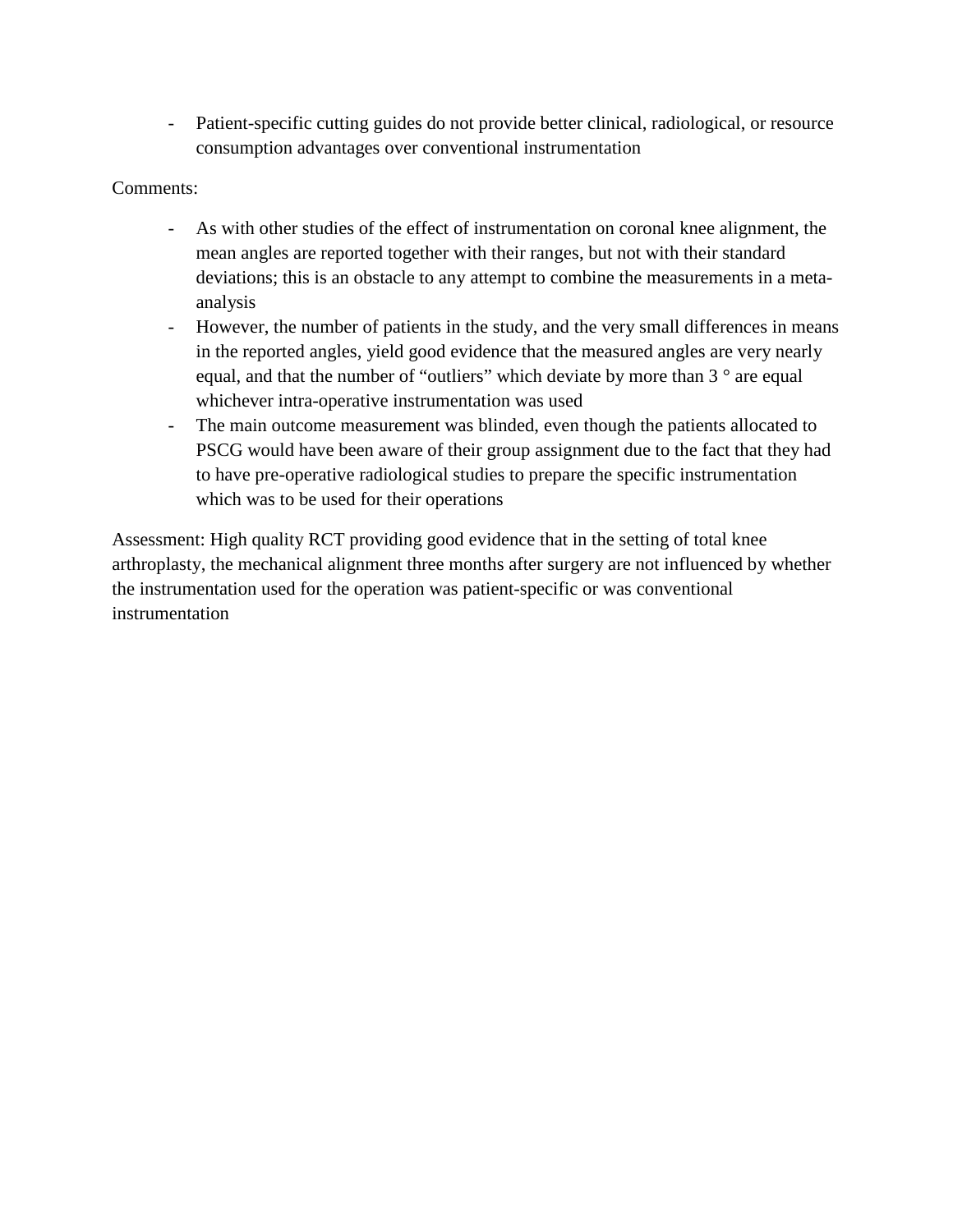- Patient-specific cutting guides do not provide better clinical, radiological, or resource consumption advantages over conventional instrumentation

Comments:

- As with other studies of the effect of instrumentation on coronal knee alignment, the mean angles are reported together with their ranges, but not with their standard deviations; this is an obstacle to any attempt to combine the measurements in a meta-analysis
- However, the number of patients in the study, and the very small differences in means in the reported angles, yield good evidence that the measured angles are very nearly equal, and that the number of "outliers" which deviate by more than 3 ° are equal whichever intra-operative instrumentation was used
- The main outcome measurement was blinded, even though the patients allocated to PSCG would have been aware of their group assignment due to the fact that they had to have pre-operative radiological studies to prepare the specific instrumentation which was to be used for their operations

Assessment: High quality RCT providing good evidence that in the setting of total knee arthroplasty, the mechanical alignment three months after surgery are not influenced by whether the instrumentation used for the operation was patient-specific or was conventional instrumentation